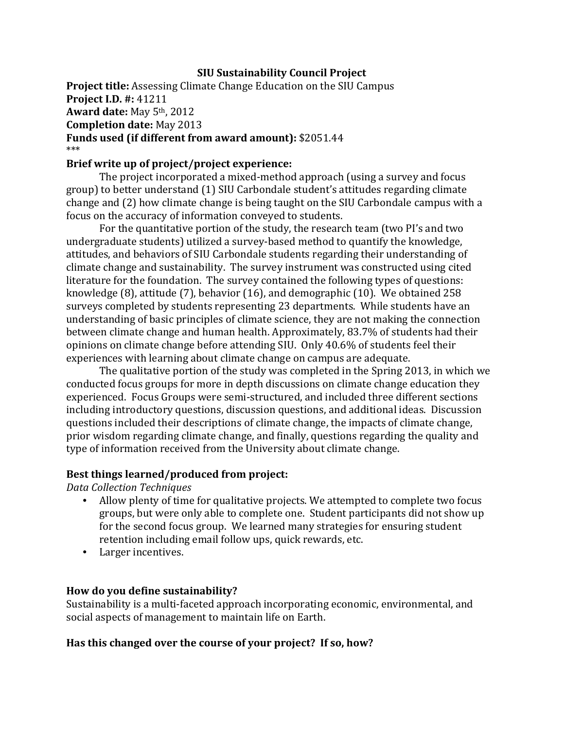# SIU Sustainability Council Project

**Project title:** Assessing Climate Change Education on the SIU Campus
**Project I.D. #:** 41211
**Award date:** May 5th, 2012
**Completion date:** May 2013
**Funds used (if different from award amount):** $2051.44
***

### Brief write up of project/project experience:

The project incorporated a mixed-method approach (using a survey and focus group) to better understand (1) SIU Carbondale student's attitudes regarding climate change and (2) how climate change is being taught on the SIU Carbondale campus with a focus on the accuracy of information conveyed to students.

For the quantitative portion of the study, the research team (two PI's and two undergraduate students) utilized a survey-based method to quantify the knowledge, attitudes, and behaviors of SIU Carbondale students regarding their understanding of climate change and sustainability. The survey instrument was constructed using cited literature for the foundation. The survey contained the following types of questions: knowledge (8), attitude (7), behavior (16), and demographic (10). We obtained 258 surveys completed by students representing 23 departments. While students have an understanding of basic principles of climate science, they are not making the connection between climate change and human health. Approximately, 83.7% of students had their opinions on climate change before attending SIU. Only 40.6% of students feel their experiences with learning about climate change on campus are adequate.

The qualitative portion of the study was completed in the Spring 2013, in which we conducted focus groups for more in depth discussions on climate change education they experienced. Focus Groups were semi-structured, and included three different sections including introductory questions, discussion questions, and additional ideas. Discussion questions included their descriptions of climate change, the impacts of climate change, prior wisdom regarding climate change, and finally, questions regarding the quality and type of information received from the University about climate change.

### Best things learned/produced from project:

*Data Collection Techniques*

- Allow plenty of time for qualitative projects. We attempted to complete two focus groups, but were only able to complete one. Student participants did not show up for the second focus group. We learned many strategies for ensuring student retention including email follow ups, quick rewards, etc.
- Larger incentives.

### How do you define sustainability?

Sustainability is a multi-faceted approach incorporating economic, environmental, and social aspects of management to maintain life on Earth.

### Has this changed over the course of your project? If so, how?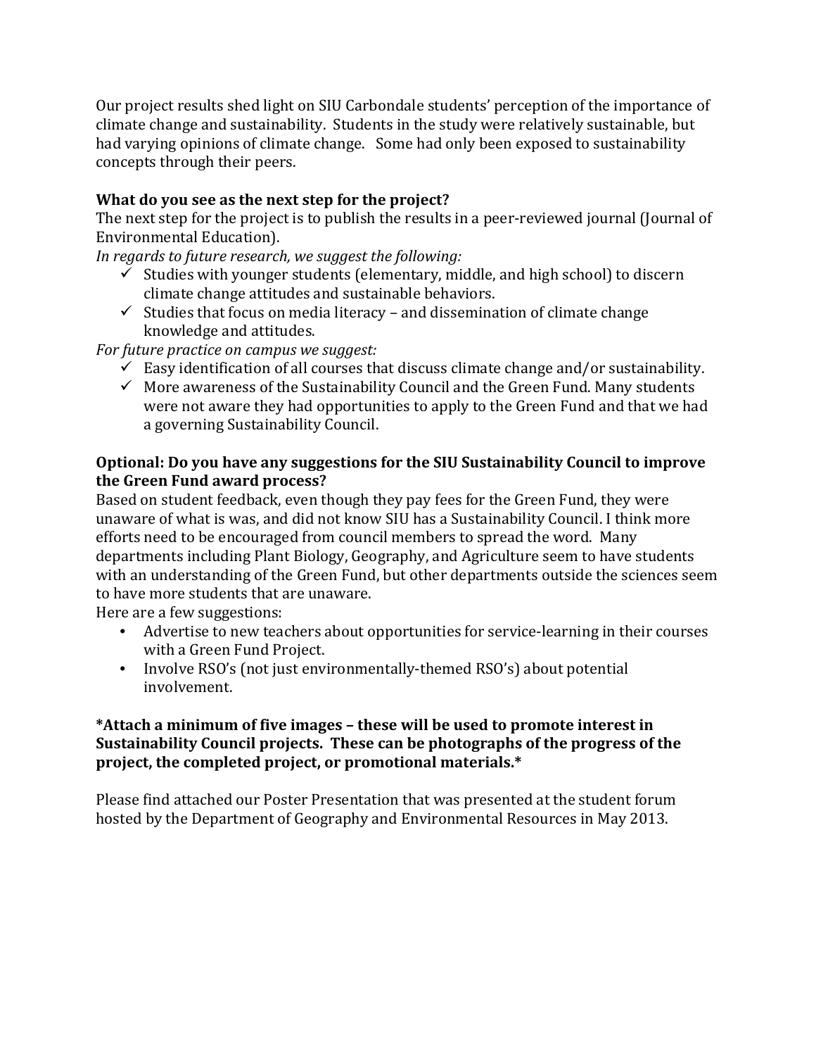Our project results shed light on SIU Carbondale students' perception of the importance of climate change and sustainability. Students in the study were relatively sustainable, but had varying opinions of climate change. Some had only been exposed to sustainability concepts through their peers.

**What do you see as the next step for the project?**

The next step for the project is to publish the results in a peer-reviewed journal (Journal of Environmental Education).

*In regards to future research, we suggest the following:*

- ✓ Studies with younger students (elementary, middle, and high school) to discern climate change attitudes and sustainable behaviors.
- ✓ Studies that focus on media literacy – and dissemination of climate change knowledge and attitudes.

*For future practice on campus we suggest:*

- ✓ Easy identification of all courses that discuss climate change and/or sustainability.
- ✓ More awareness of the Sustainability Council and the Green Fund. Many students were not aware they had opportunities to apply to the Green Fund and that we had a governing Sustainability Council.

**Optional: Do you have any suggestions for the SIU Sustainability Council to improve the Green Fund award process?**

Based on student feedback, even though they pay fees for the Green Fund, they were unaware of what is was, and did not know SIU has a Sustainability Council. I think more efforts need to be encouraged from council members to spread the word. Many departments including Plant Biology, Geography, and Agriculture seem to have students with an understanding of the Green Fund, but other departments outside the sciences seem to have more students that are unaware.

Here are a few suggestions:

- Advertise to new teachers about opportunities for service-learning in their courses with a Green Fund Project.
- Involve RSO's (not just environmentally-themed RSO's) about potential involvement.

**\*Attach a minimum of five images – these will be used to promote interest in Sustainability Council projects. These can be photographs of the progress of the project, the completed project, or promotional materials.\***

Please find attached our Poster Presentation that was presented at the student forum hosted by the Department of Geography and Environmental Resources in May 2013.